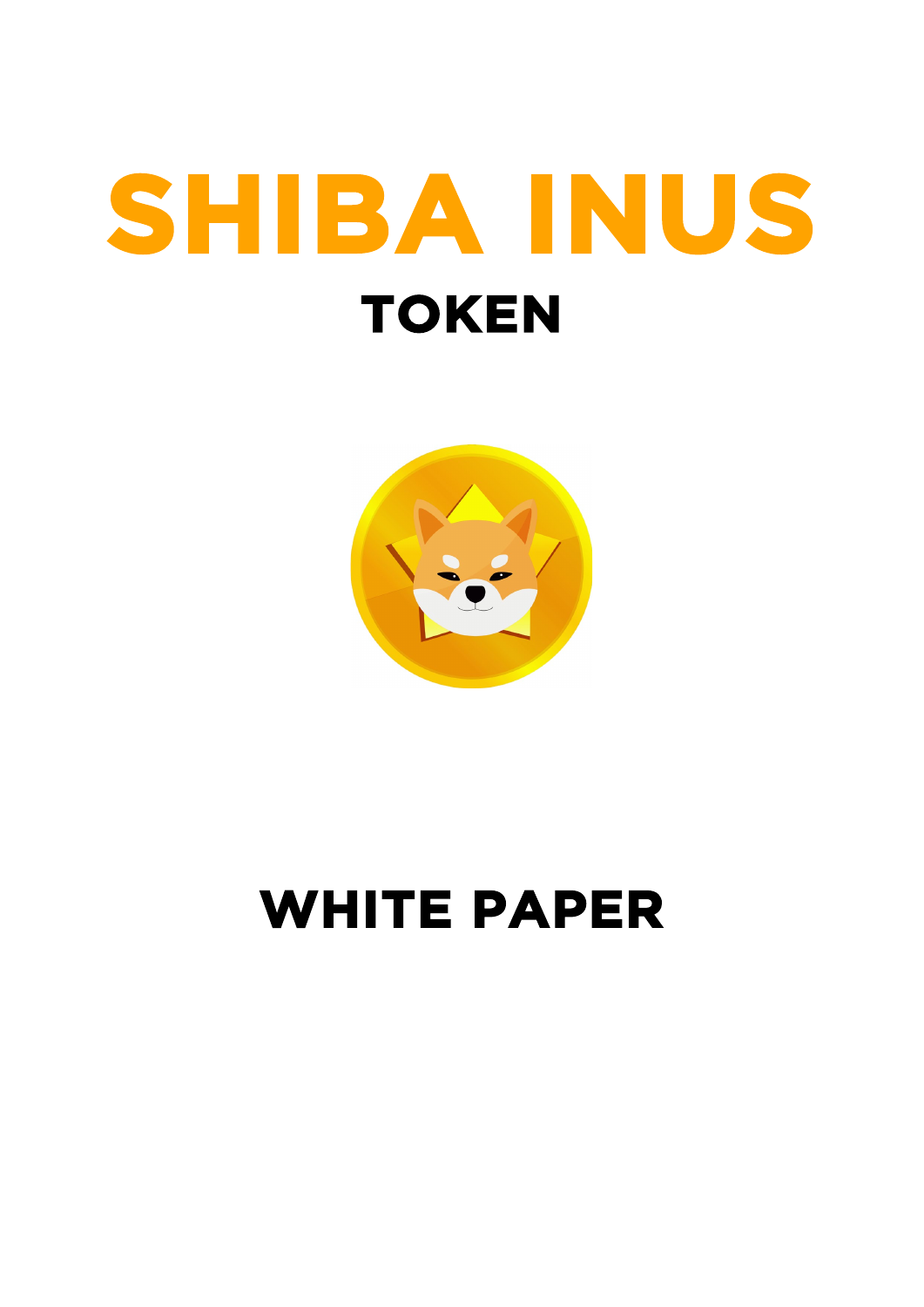# SHIBA INUS

## TOKEN

## WHITE PAPER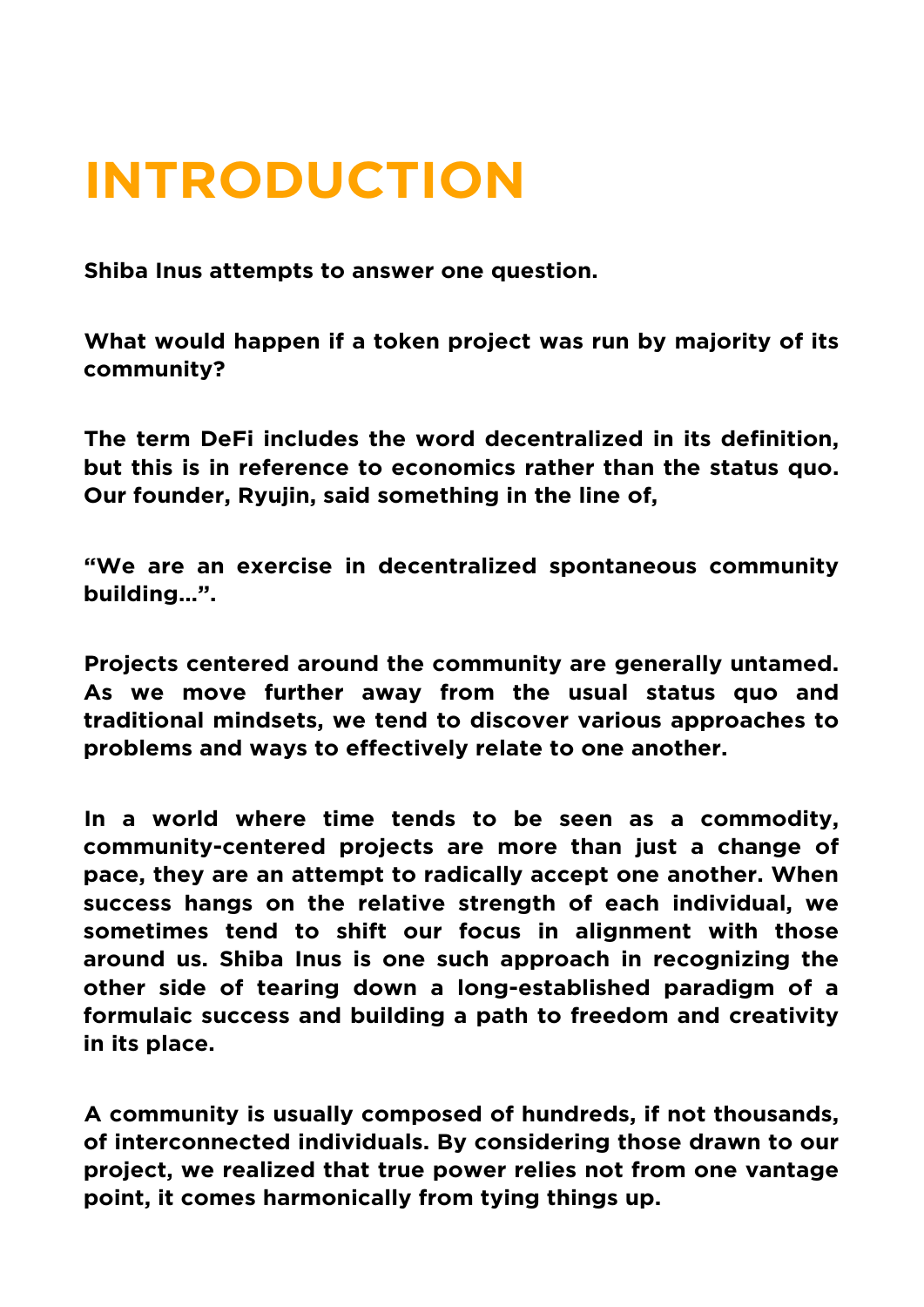# INTRODUCTION

**Shiba Inus attempts to answer one question.**

**What would happen if a token project was run by majority of its community?**

**The term DeFi includes the word decentralized in its definition, but this is in reference to economics rather than the status quo. Our founder, Ryujin, said something in the line of,**

**“We are an exercise in decentralized spontaneous community building...”.**

**Projects centered around the community are generally untamed. As we move further away from the usual status quo and traditional mindsets, we tend to discover various approaches to problems and ways to effectively relate to one another.**

**In a world where time tends to be seen as a commodity, community-centered projects are more than just a change of pace, they are an attempt to radically accept one another. When success hangs on the relative strength of each individual, we sometimes tend to shift our focus in alignment with those around us. Shiba Inus is one such approach in recognizing the other side of tearing down a long-established paradigm of a formulaic success and building a path to freedom and creativity in its place.**

**A community is usually composed of hundreds, if not thousands, of interconnected individuals. By considering those drawn to our project, we realized that true power relies not from one vantage point, it comes harmonically from tying things up.**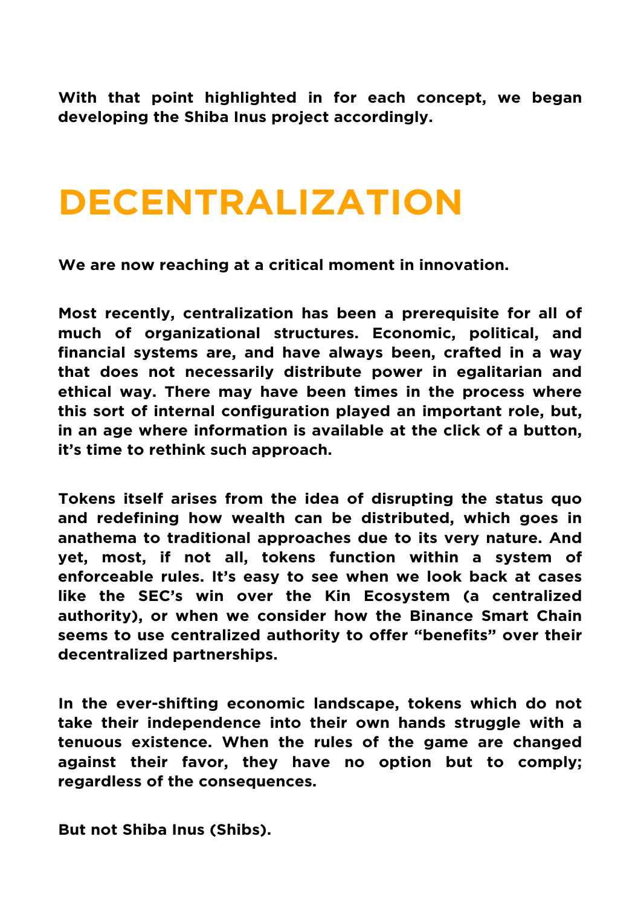**With that point highlighted in for each concept, we began developing the Shiba Inus project accordingly.**

# DECENTRALIZATION

**We are now reaching at a critical moment in innovation.**

**Most recently, centralization has been a prerequisite for all of much of organizational structures. Economic, political, and financial systems are, and have always been, crafted in a way that does not necessarily distribute power in egalitarian and ethical way. There may have been times in the process where this sort of internal configuration played an important role, but, in an age where information is available at the click of a button, it's time to rethink such approach.**

**Tokens itself arises from the idea of disrupting the status quo and redefining how wealth can be distributed, which goes in anathema to traditional approaches due to its very nature. And yet, most, if not all, tokens function within a system of enforceable rules. It's easy to see when we look back at cases like the SEC's win over the Kin Ecosystem (a centralized authority), or when we consider how the Binance Smart Chain seems to use centralized authority to offer "benefits" over their decentralized partnerships.**

**In the ever-shifting economic landscape, tokens which do not take their independence into their own hands struggle with a tenuous existence. When the rules of the game are changed against their favor, they have no option but to comply; regardless of the consequences.**

**But not Shiba Inus (Shibs).**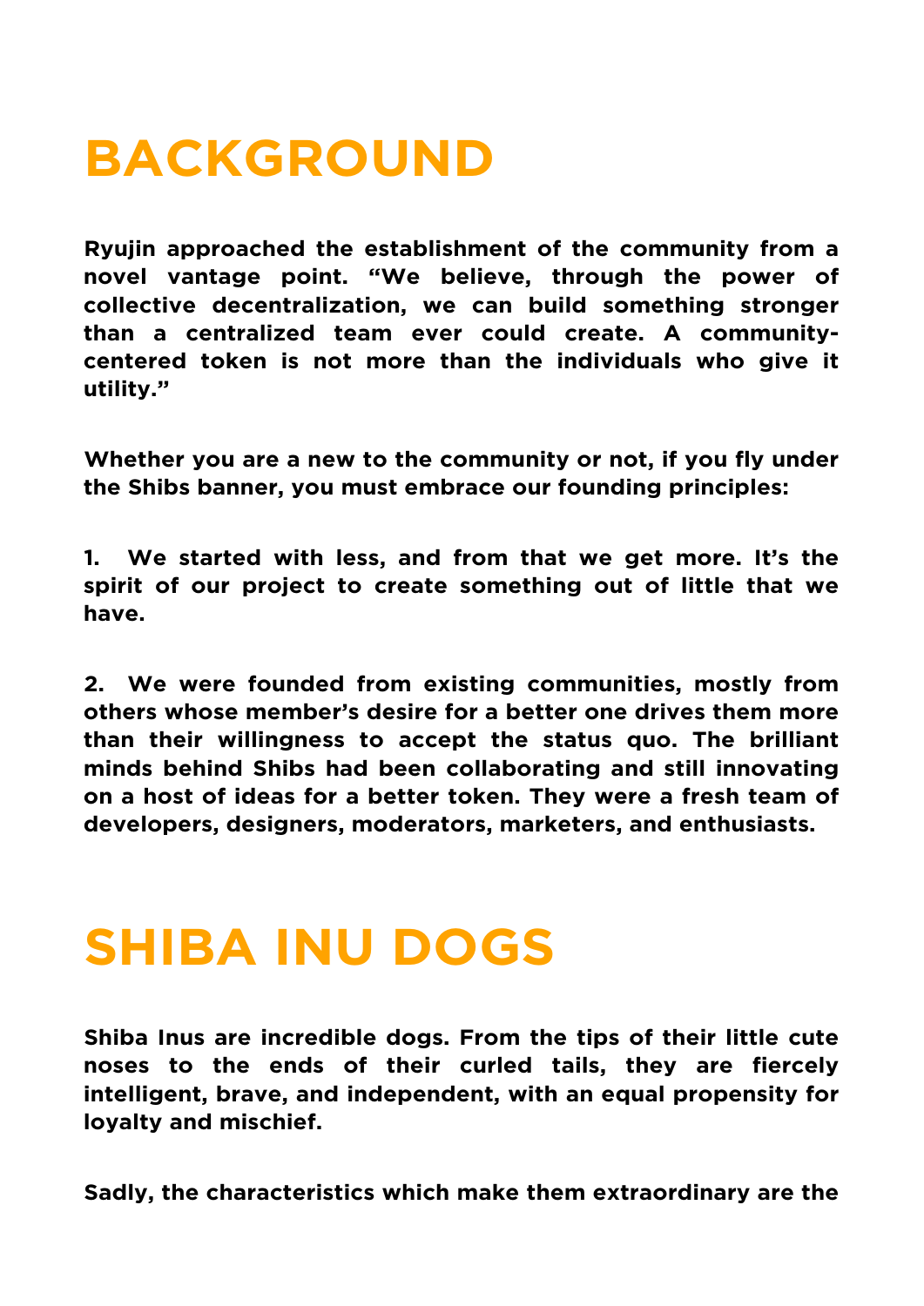# BACKGROUND

**Ryujin approached the establishment of the community from a novel vantage point. "We believe, through the power of collective decentralization, we can build something stronger than a centralized team ever could create. A community-centered token is not more than the individuals who give it utility."**

**Whether you are a new to the community or not, if you fly under the Shibs banner, you must embrace our founding principles:**

1. **We started with less, and from that we get more. It's the spirit of our project to create something out of little that we have.**

2. **We were founded from existing communities, mostly from others whose member's desire for a better one drives them more than their willingness to accept the status quo. The brilliant minds behind Shibs had been collaborating and still innovating on a host of ideas for a better token. They were a fresh team of developers, designers, moderators, marketers, and enthusiasts.**

# SHIBA INU DOGS

**Shiba Inus are incredible dogs. From the tips of their little cute noses to the ends of their curled tails, they are fiercely intelligent, brave, and independent, with an equal propensity for loyalty and mischief.**

**Sadly, the characteristics which make them extraordinary are the**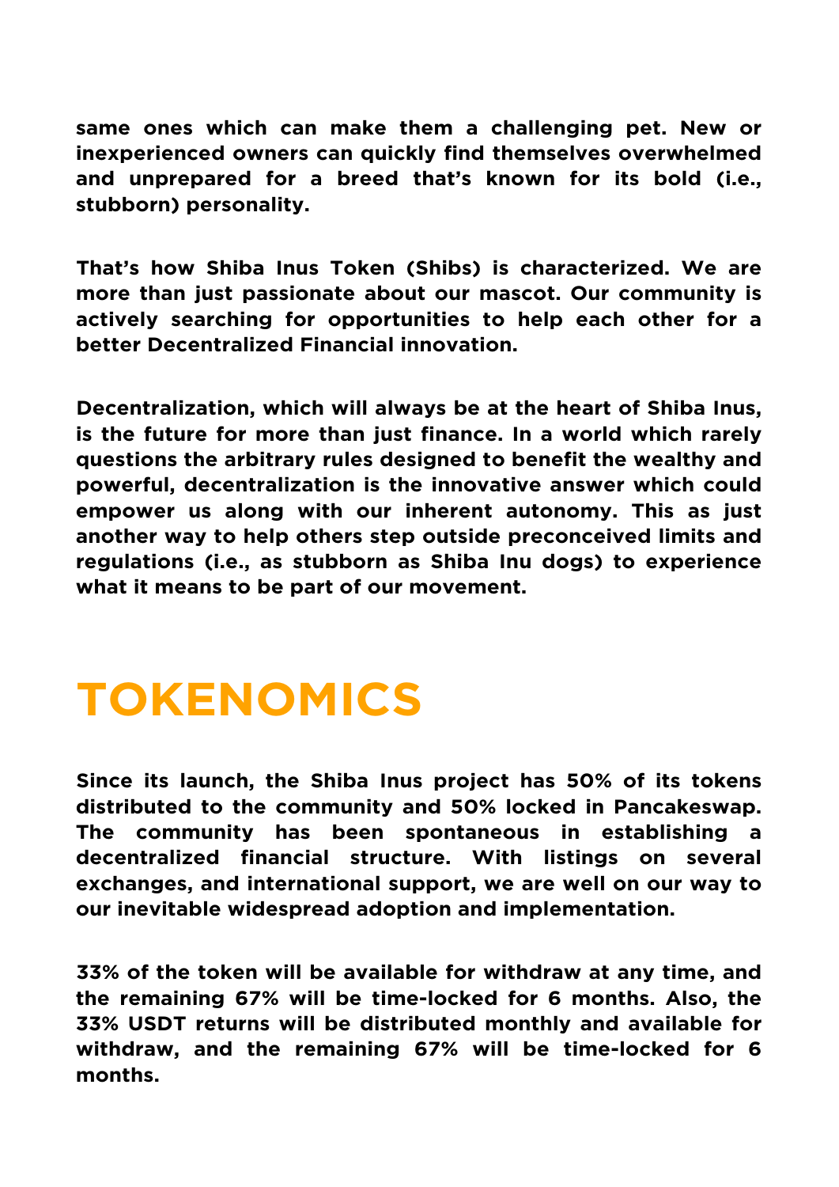**same ones which can make them a challenging pet. New or inexperienced owners can quickly find themselves overwhelmed and unprepared for a breed that's known for its bold (i.e., stubborn) personality.**

**That's how Shiba Inus Token (Shibs) is characterized. We are more than just passionate about our mascot. Our community is actively searching for opportunities to help each other for a better Decentralized Financial innovation.**

**Decentralization, which will always be at the heart of Shiba Inus, is the future for more than just finance. In a world which rarely questions the arbitrary rules designed to benefit the wealthy and powerful, decentralization is the innovative answer which could empower us along with our inherent autonomy. This as just another way to help others step outside preconceived limits and regulations (i.e., as stubborn as Shiba Inu dogs) to experience what it means to be part of our movement.**

# TOKENOMICS

**Since its launch, the Shiba Inus project has 50% of its tokens distributed to the community and 50% locked in Pancakeswap. The community has been spontaneous in establishing a decentralized financial structure. With listings on several exchanges, and international support, we are well on our way to our inevitable widespread adoption and implementation.**

**33% of the token will be available for withdraw at any time, and the remaining 67% will be time-locked for 6 months. Also, the 33% USDT returns will be distributed monthly and available for withdraw, and the remaining 67% will be time-locked for 6 months.**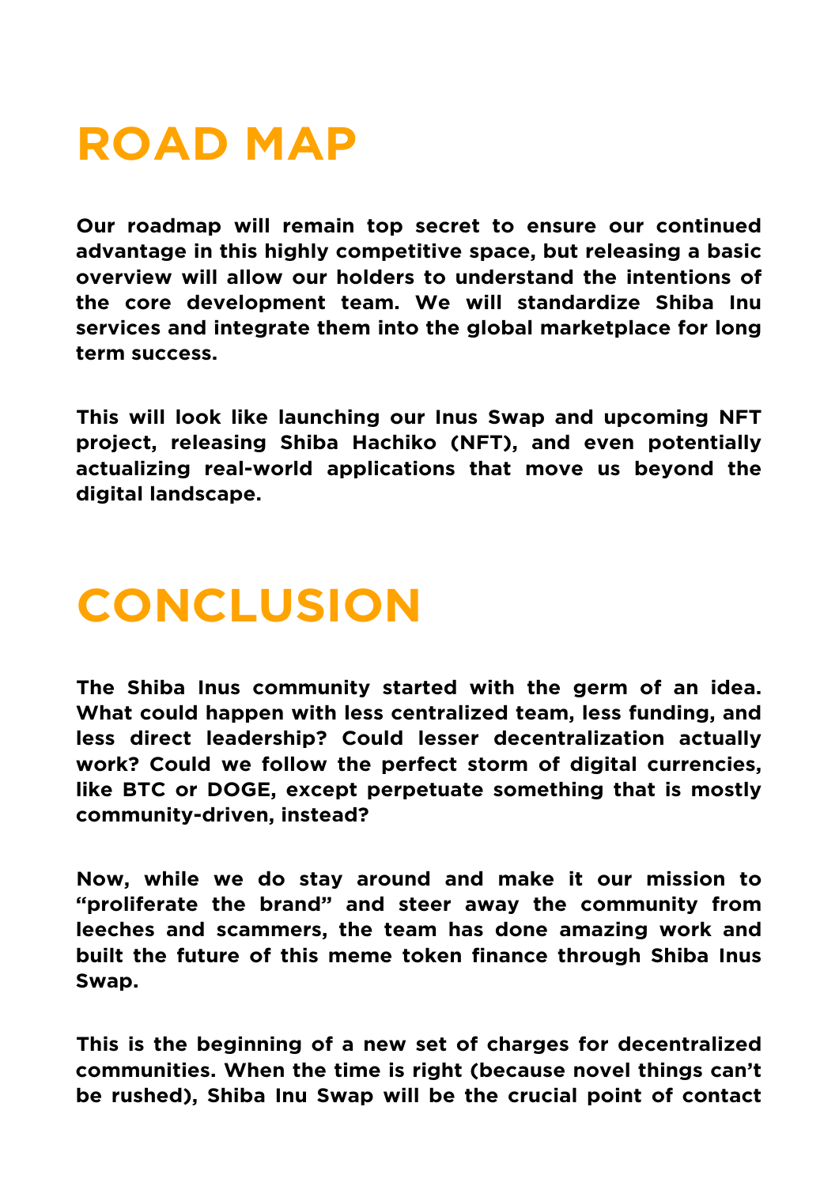# ROAD MAP

**Our roadmap will remain top secret to ensure our continued advantage in this highly competitive space, but releasing a basic overview will allow our holders to understand the intentions of the core development team. We will standardize Shiba Inu services and integrate them into the global marketplace for long term success.**

**This will look like launching our Inus Swap and upcoming NFT project, releasing Shiba Hachiko (NFT), and even potentially actualizing real-world applications that move us beyond the digital landscape.**

# CONCLUSION

**The Shiba Inus community started with the germ of an idea. What could happen with less centralized team, less funding, and less direct leadership? Could lesser decentralization actually work? Could we follow the perfect storm of digital currencies, like BTC or DOGE, except perpetuate something that is mostly community-driven, instead?**

**Now, while we do stay around and make it our mission to "proliferate the brand" and steer away the community from leeches and scammers, the team has done amazing work and built the future of this meme token finance through Shiba Inus Swap.**

**This is the beginning of a new set of charges for decentralized communities. When the time is right (because novel things can't be rushed), Shiba Inu Swap will be the crucial point of contact**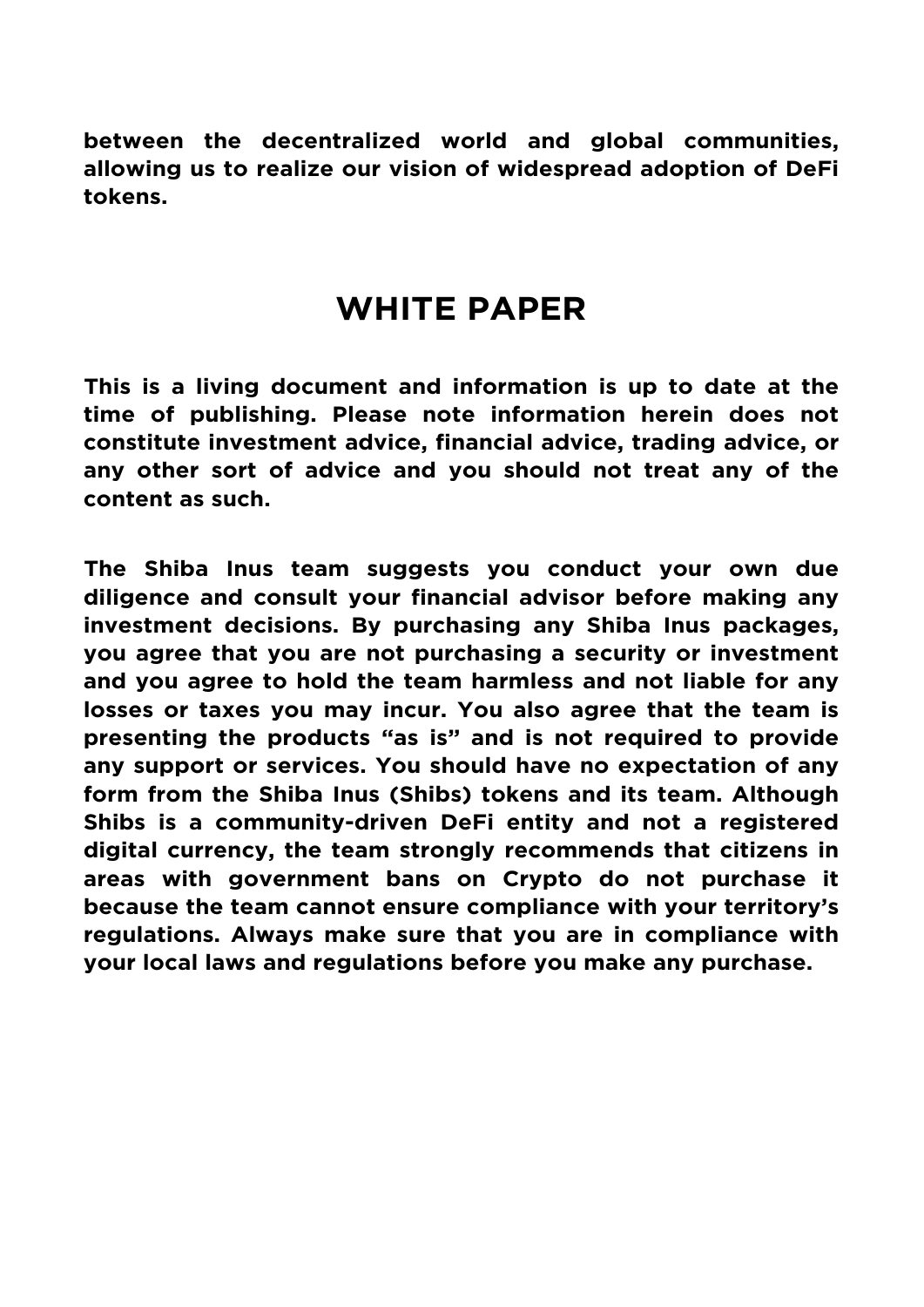**between the decentralized world and global communities, allowing us to realize our vision of widespread adoption of DeFi tokens.**

# WHITE PAPER

**This is a living document and information is up to date at the time of publishing. Please note information herein does not constitute investment advice, financial advice, trading advice, or any other sort of advice and you should not treat any of the content as such.**

**The Shiba Inus team suggests you conduct your own due diligence and consult your financial advisor before making any investment decisions. By purchasing any Shiba Inus packages, you agree that you are not purchasing a security or investment and you agree to hold the team harmless and not liable for any losses or taxes you may incur. You also agree that the team is presenting the products "as is" and is not required to provide any support or services. You should have no expectation of any form from the Shiba Inus (Shibs) tokens and its team. Although Shibs is a community-driven DeFi entity and not a registered digital currency, the team strongly recommends that citizens in areas with government bans on Crypto do not purchase it because the team cannot ensure compliance with your territory's regulations. Always make sure that you are in compliance with your local laws and regulations before you make any purchase.**